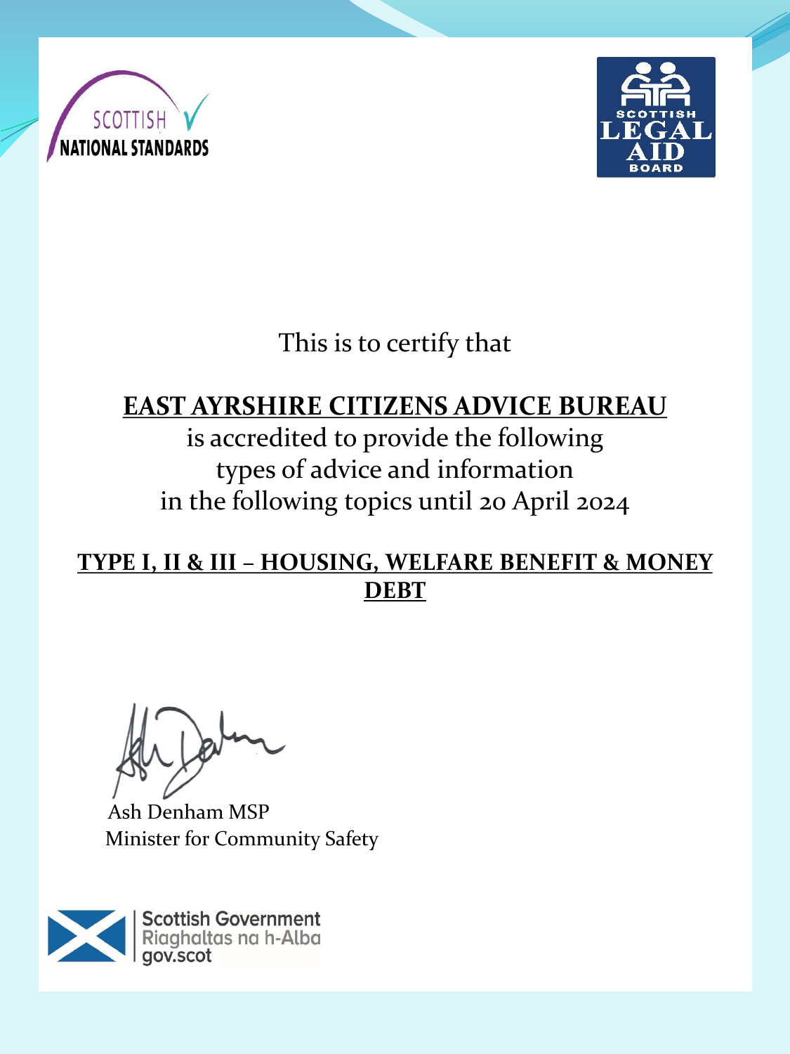SCOTTISH NATIONAL STANDARDS

SCOTTISH LEGAL AID BOARD

This is to certify that

**EAST AYRSHIRE CITIZENS ADVICE BUREAU**

is accredited to provide the following types of advice and information in the following topics until 20 April 2024

**TYPE I, II & III – HOUSING, WELFARE BENEFIT & MONEY DEBT**

Ash Denham MSP
Minister for Community Safety

Scottish Government
Riaghaltas na h-Alba
gov.scot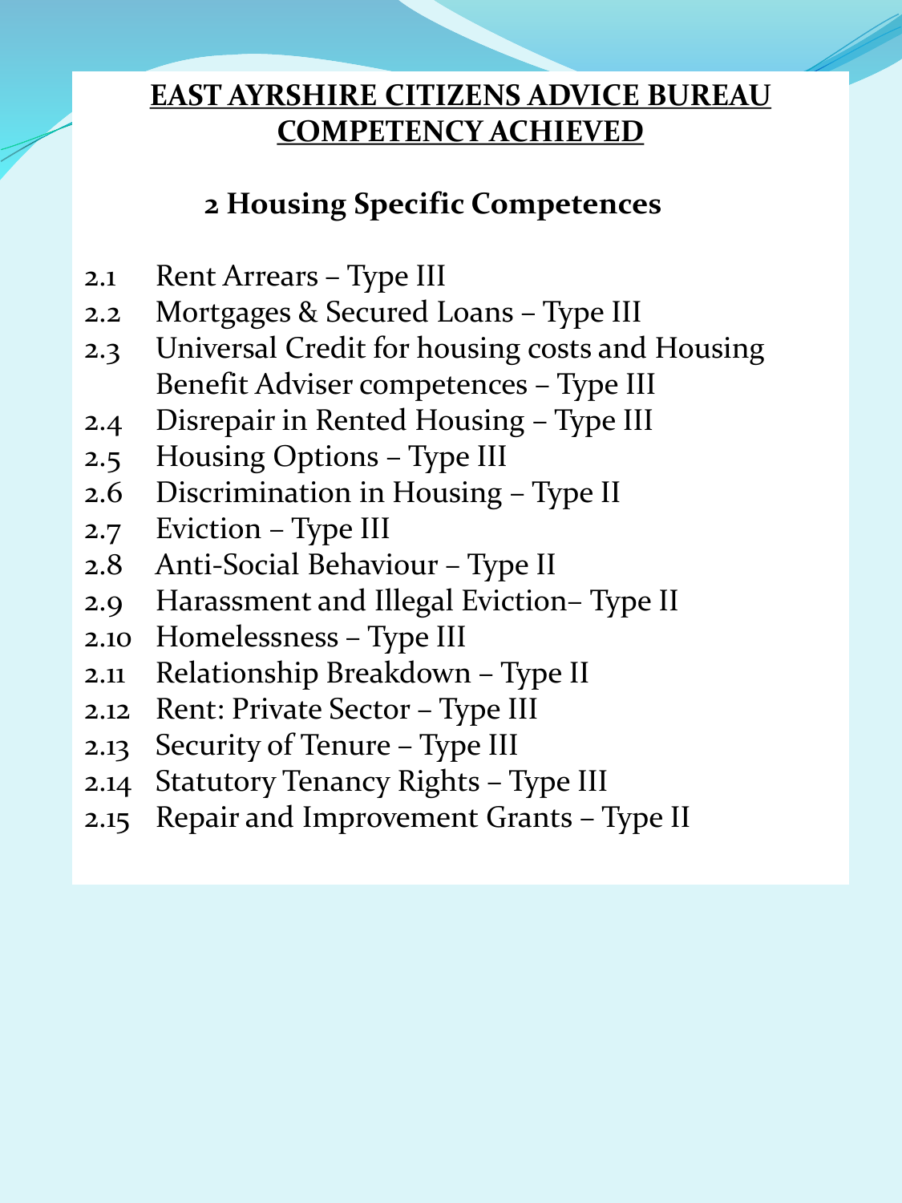# EAST AYRSHIRE CITIZENS ADVICE BUREAU COMPETENCY ACHIEVED

## 2 Housing Specific Competences

- 2.1 Rent Arrears – Type III
- 2.2 Mortgages & Secured Loans – Type III
- 2.3 Universal Credit for housing costs and Housing Benefit Adviser competences – Type III
- 2.4 Disrepair in Rented Housing – Type III
- 2.5 Housing Options – Type III
- 2.6 Discrimination in Housing – Type II
- 2.7 Eviction – Type III
- 2.8 Anti-Social Behaviour – Type II
- 2.9 Harassment and Illegal Eviction– Type II
- 2.10 Homelessness – Type III
- 2.11 Relationship Breakdown – Type II
- 2.12 Rent: Private Sector – Type III
- 2.13 Security of Tenure – Type III
- 2.14 Statutory Tenancy Rights – Type III
- 2.15 Repair and Improvement Grants – Type II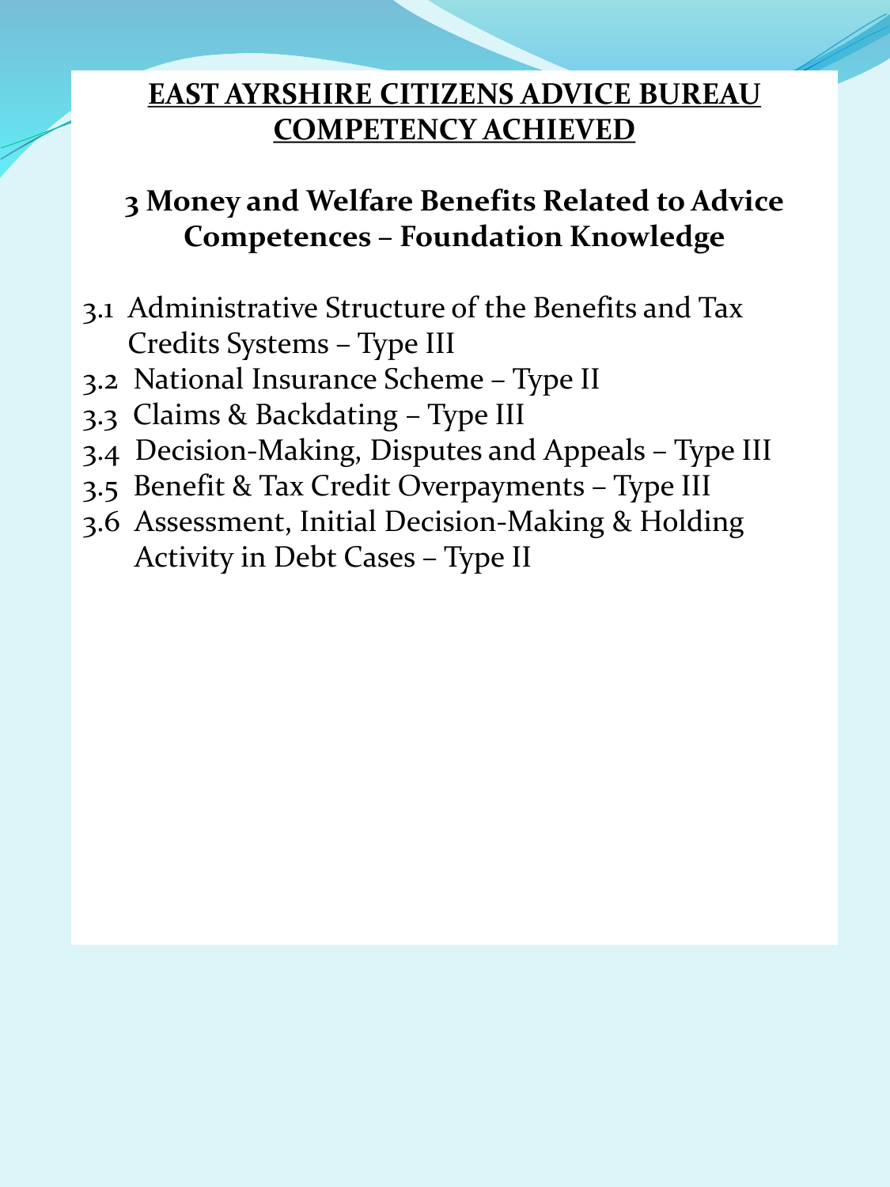# EAST AYRSHIRE CITIZENS ADVICE BUREAU COMPETENCY ACHIEVED

## 3 Money and Welfare Benefits Related to Advice Competences – Foundation Knowledge

- 3.1 Administrative Structure of the Benefits and Tax Credits Systems – Type III
- 3.2 National Insurance Scheme – Type II
- 3.3 Claims & Backdating – Type III
- 3.4 Decision-Making, Disputes and Appeals – Type III
- 3.5 Benefit & Tax Credit Overpayments – Type III
- 3.6 Assessment, Initial Decision-Making & Holding Activity in Debt Cases – Type II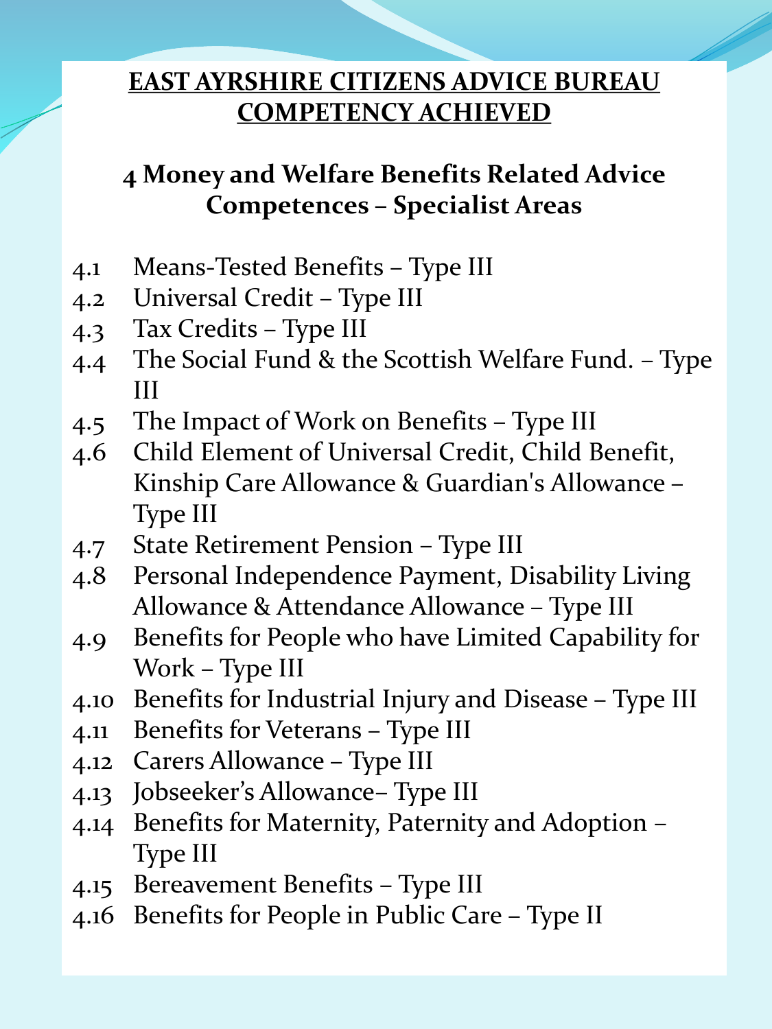# EAST AYRSHIRE CITIZENS ADVICE BUREAU COMPETENCY ACHIEVED

## 4 Money and Welfare Benefits Related Advice Competences – Specialist Areas

4.1 Means-Tested Benefits – Type III
4.2 Universal Credit – Type III
4.3 Tax Credits – Type III
4.4 The Social Fund & the Scottish Welfare Fund. – Type III
4.5 The Impact of Work on Benefits – Type III
4.6 Child Element of Universal Credit, Child Benefit, Kinship Care Allowance & Guardian's Allowance – Type III
4.7 State Retirement Pension – Type III
4.8 Personal Independence Payment, Disability Living Allowance & Attendance Allowance – Type III
4.9 Benefits for People who have Limited Capability for Work – Type III
4.10 Benefits for Industrial Injury and Disease – Type III
4.11 Benefits for Veterans – Type III
4.12 Carers Allowance – Type III
4.13 Jobseeker's Allowance– Type III
4.14 Benefits for Maternity, Paternity and Adoption – Type III
4.15 Bereavement Benefits – Type III
4.16 Benefits for People in Public Care – Type II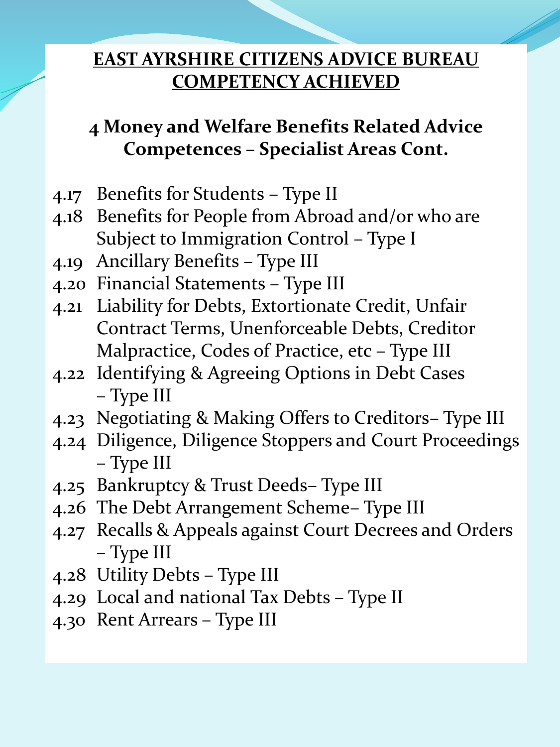# EAST AYRSHIRE CITIZENS ADVICE BUREAU COMPETENCY ACHIEVED

## 4 Money and Welfare Benefits Related Advice Competences – Specialist Areas Cont.

- 4.17 Benefits for Students – Type II
- 4.18 Benefits for People from Abroad and/or who are Subject to Immigration Control – Type I
- 4.19 Ancillary Benefits – Type III
- 4.20 Financial Statements – Type III
- 4.21 Liability for Debts, Extortionate Credit, Unfair Contract Terms, Unenforceable Debts, Creditor Malpractice, Codes of Practice, etc – Type III
- 4.22 Identifying & Agreeing Options in Debt Cases – Type III
- 4.23 Negotiating & Making Offers to Creditors– Type III
- 4.24 Diligence, Diligence Stoppers and Court Proceedings – Type III
- 4.25 Bankruptcy & Trust Deeds– Type III
- 4.26 The Debt Arrangement Scheme– Type III
- 4.27 Recalls & Appeals against Court Decrees and Orders – Type III
- 4.28 Utility Debts – Type III
- 4.29 Local and national Tax Debts – Type II
- 4.30 Rent Arrears – Type III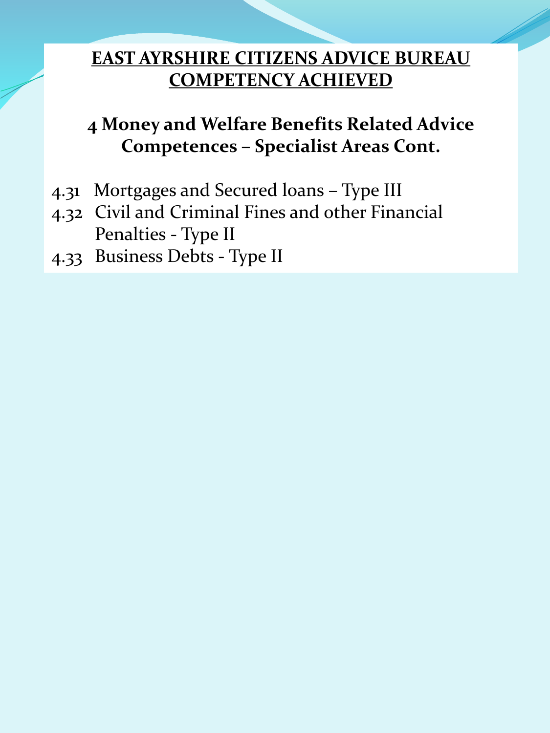**EAST AYRSHIRE CITIZENS ADVICE BUREAU COMPETENCY ACHIEVED**

## 4 Money and Welfare Benefits Related Advice Competences – Specialist Areas Cont.

4.31 Mortgages and Secured loans – Type III
4.32 Civil and Criminal Fines and other Financial Penalties - Type II
4.33 Business Debts - Type II